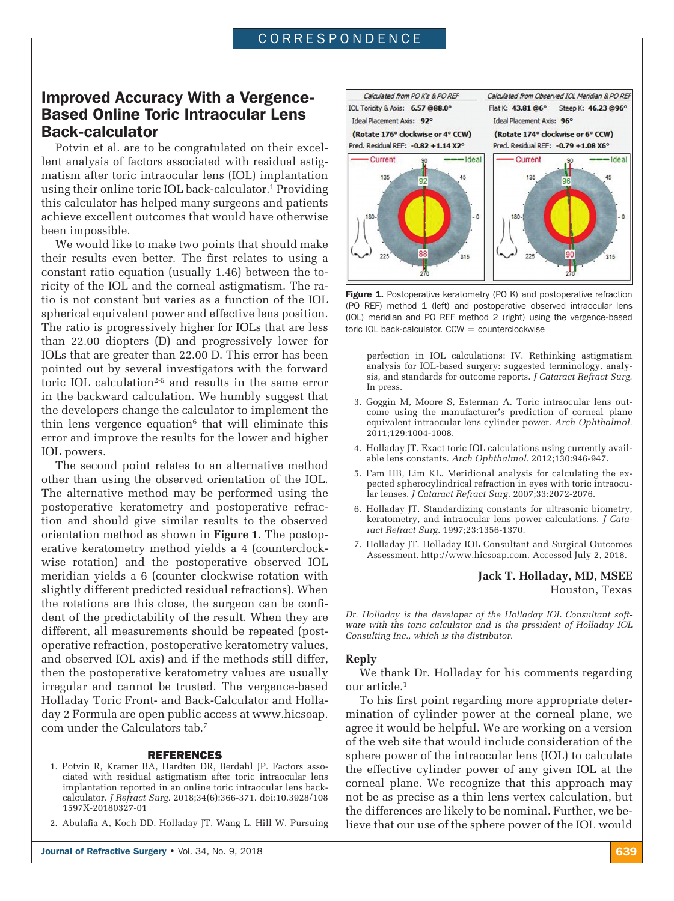# Improved Accuracy With a Vergence-Based Online Toric Intraocular Lens Back-calculator

Potvin et al. are to be congratulated on their excellent analysis of factors associated with residual astigmatism after toric intraocular lens (IOL) implantation using their online toric IOL back-calculator.[1] Providing this calculator has helped many surgeons and patients achieve excellent outcomes that would have otherwise been impossible.

We would like to make two points that should make their results even better. The first relates to using a constant ratio equation (usually 1.46) between the toricity of the IOL and the corneal astigmatism. The ratio is not constant but varies as a function of the IOL spherical equivalent power and effective lens position. The ratio is progressively higher for IOLs that are less than 22.00 diopters (D) and progressively lower for IOLs that are greater than 22.00 D. This error has been pointed out by several investigators with the forward toric IOL calculation[2-5] and results in the same error in the backward calculation. We humbly suggest that the developers change the calculator to implement the thin lens vergence equation[6] that will eliminate this error and improve the results for the lower and higher IOL powers.

The second point relates to an alternative method other than using the observed orientation of the IOL. The alternative method may be performed using the postoperative keratometry and postoperative refraction and should give similar results to the observed orientation method as shown in **Figure 1**. The postoperative keratometry method yields a 4 (counterclockwise rotation) and the postoperative observed IOL meridian yields a 6 (counter clockwise rotation with slightly different predicted residual refractions). When the rotations are this close, the surgeon can be confident of the predictability of the result. When they are different, all measurements should be repeated (postoperative refraction, postoperative keratometry values, and observed IOL axis) and if the methods still differ, then the postoperative keratometry values are usually irregular and cannot be trusted. The vergence-based Holladay Toric Front- and Back-Calculator and Holladay 2 Formula are open public access at www.hicsoap.com under the Calculators tab.[7]

| Calculated from PO K's & PO REF | Calculated from Observed IOL Meridian & PO REF |
|---|---|
| IOL Toricity & Axis: **6.57 @88.0°** | Flat K: **43.81 @6°** Steep K: **46.23 @96°** |
| Ideal Placement Axis: **92°** | Ideal Placement Axis: **96°** |
| **(Rotate 176° clockwise or 4° CCW)** | **(Rotate 174° clockwise or 6° CCW)** |
| Pred. Residual REF: **-0.82 +1.14 X2°** | Pred. Residual REF: **-0.79 +1.08 X6°** |

**Figure 1.** Postoperative keratometry (PO K) and postoperative refraction (PO REF) method 1 (left) and postoperative observed intraocular lens (IOL) meridian and PO REF method 2 (right) using the vergence-based toric IOL back-calculator. CCW = counterclockwise

## REFERENCES

1. Potvin R, Kramer BA, Hardten DR, Berdahl JP. Factors associated with residual astigmatism after toric intraocular lens implantation reported in an online toric intraocular lens back-calculator. *J Refract Surg.* 2018;34(6):366-371. doi:10.3928/1081597X-20180327-01
2. Abulafia A, Koch DD, Holladay JT, Wang L, Hill W. Pursuing perfection in IOL calculations: IV. Rethinking astigmatism analysis for IOL-based surgery: suggested terminology, analysis, and standards for outcome reports. *J Cataract Refract Surg.* In press.
3. Goggin M, Moore S, Esterman A. Toric intraocular lens outcome using the manufacturer's prediction of corneal plane equivalent intraocular lens cylinder power. *Arch Ophthalmol.* 2011;129:1004-1008.
4. Holladay JT. Exact toric IOL calculations using currently available lens constants. *Arch Ophthalmol.* 2012;130:946-947.
5. Fam HB, Lim KL. Meridional analysis for calculating the expected spherocylindrical refraction in eyes with toric intraocular lenses. *J Cataract Refract Surg.* 2007;33:2072-2076.
6. Holladay JT. Standardizing constants for ultrasonic biometry, keratometry, and intraocular lens power calculations. *J Cataract Refract Surg.* 1997;23:1356-1370.
7. Holladay JT. Holladay IOL Consultant and Surgical Outcomes Assessment. http://www.hicsoap.com. Accessed July 2, 2018.

**Jack T. Holladay, MD, MSEE**
Houston, Texas

*Dr. Holladay is the developer of the Holladay IOL Consultant software with the toric calculator and is the president of Holladay IOL Consulting Inc., which is the distributor.*

## Reply

We thank Dr. Holladay for his comments regarding our article.[1]

To his first point regarding more appropriate determination of cylinder power at the corneal plane, we agree it would be helpful. We are working on a version of the web site that would include consideration of the sphere power of the intraocular lens (IOL) to calculate the effective cylinder power of any given IOL at the corneal plane. We recognize that this approach may not be as precise as a thin lens vertex calculation, but the differences are likely to be nominal. Further, we believe that our use of the sphere power of the IOL would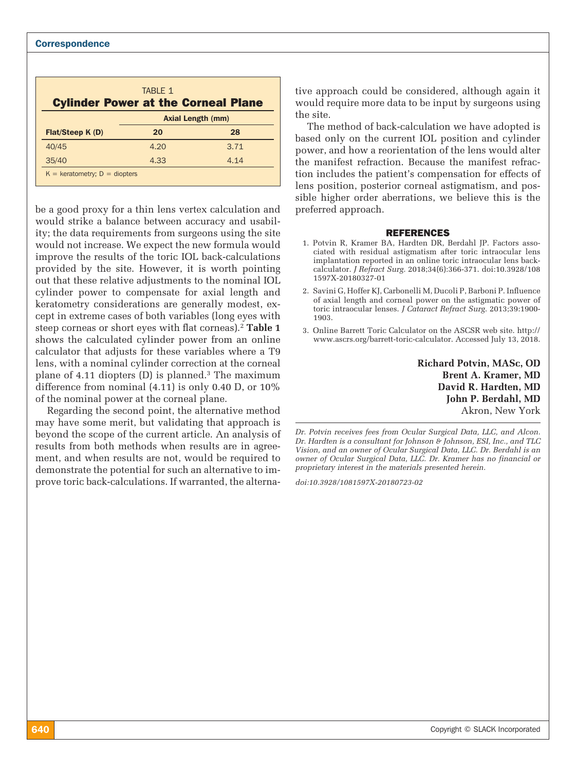TABLE 1

**Cylinder Power at the Corneal Plane**

| | Axial Length (mm) | |
|---|---|---|
| Flat/Steep K (D) | 20 | 28 |
| 40/45 | 4.20 | 3.71 |
| 35/40 | 4.33 | 4.14 |

K = keratometry; D = diopters

be a good proxy for a thin lens vertex calculation and would strike a balance between accuracy and usability; the data requirements from surgeons using the site would not increase. We expect the new formula would improve the results of the toric IOL back-calculations provided by the site. However, it is worth pointing out that these relative adjustments to the nominal IOL cylinder power to compensate for axial length and keratometry considerations are generally modest, except in extreme cases of both variables (long eyes with steep corneas or short eyes with flat corneas).[2] **Table 1** shows the calculated cylinder power from an online calculator that adjusts for these variables where a T9 lens, with a nominal cylinder correction at the corneal plane of 4.11 diopters (D) is planned.[3] The maximum difference from nominal (4.11) is only 0.40 D, or 10% of the nominal power at the corneal plane.

Regarding the second point, the alternative method may have some merit, but validating that approach is beyond the scope of the current article. An analysis of results from both methods when results are in agreement, and when results are not, would be required to demonstrate the potential for such an alternative to improve toric back-calculations. If warranted, the alternative approach could be considered, although again it would require more data to be input by surgeons using the site.

The method of back-calculation we have adopted is based only on the current IOL position and cylinder power, and how a reorientation of the lens would alter the manifest refraction. Because the manifest refraction includes the patient's compensation for effects of lens position, posterior corneal astigmatism, and possible higher order aberrations, we believe this is the preferred approach.

## REFERENCES

1. Potvin R, Kramer BA, Hardten DR, Berdahl JP. Factors associated with residual astigmatism after toric intraocular lens implantation reported in an online toric intraocular lens back-calculator. *J Refract Surg.* 2018;34(6):366-371. doi:10.3928/1081597X-20180327-01
2. Savini G, Hoffer KJ, Carbonelli M, Ducoli P, Barboni P. Influence of axial length and corneal power on the astigmatic power of toric intraocular lenses. *J Cataract Refract Surg.* 2013;39:1900-1903.
3. Online Barrett Toric Calculator on the ASCSR web site. http://www.ascrs.org/barrett-toric-calculator. Accessed July 13, 2018.

**Richard Potvin, MASc, OD**
**Brent A. Kramer, MD**
**David R. Hardten, MD**
**John P. Berdahl, MD**
Akron, New York

*Dr. Potvin receives fees from Ocular Surgical Data, LLC, and Alcon. Dr. Hardten is a consultant for Johnson & Johnson, ESI, Inc., and TLC Vision, and an owner of Ocular Surgical Data, LLC. Dr. Berdahl is an owner of Ocular Surgical Data, LLC. Dr. Kramer has no financial or proprietary interest in the materials presented herein.*

*doi:10.3928/1081597X-20180723-02*